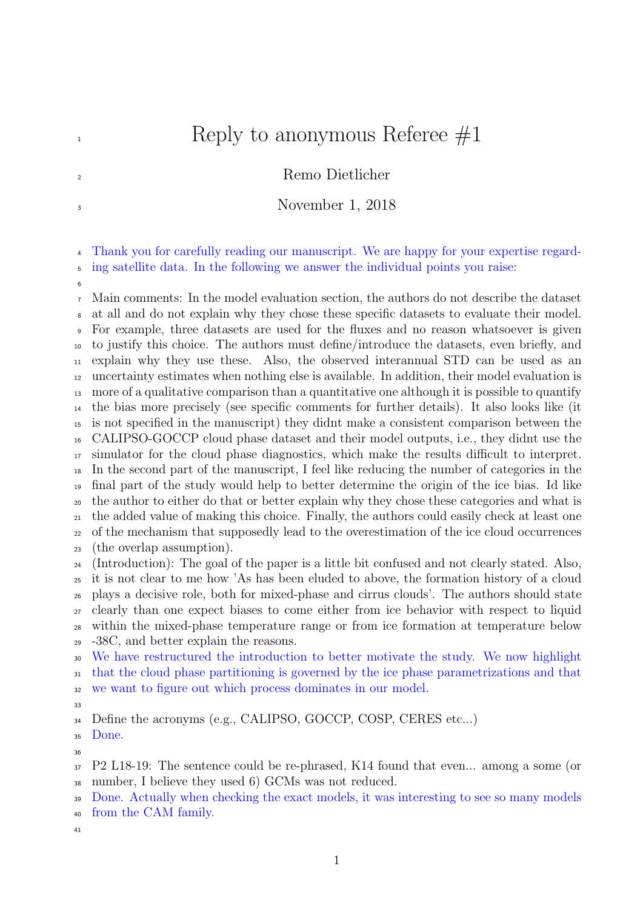# Reply to anonymous Referee #1

Remo Dietlicher

November 1, 2018

Thank you for carefully reading our manuscript. We are happy for your expertise regarding satellite data. In the following we answer the individual points you raise:

Main comments: In the model evaluation section, the authors do not describe the dataset at all and do not explain why they chose these specific datasets to evaluate their model. For example, three datasets are used for the fluxes and no reason whatsoever is given to justify this choice. The authors must define/introduce the datasets, even briefly, and explain why they use these. Also, the observed interannual STD can be used as an uncertainty estimates when nothing else is available. In addition, their model evaluation is more of a qualitative comparison than a quantitative one although it is possible to quantify the bias more precisely (see specific comments for further details). It also looks like (it is not specified in the manuscript) they didnt make a consistent comparison between the CALIPSO-GOCCP cloud phase dataset and their model outputs, i.e., they didnt use the simulator for the cloud phase diagnostics, which make the results difficult to interpret. In the second part of the manuscript, I feel like reducing the number of categories in the final part of the study would help to better determine the origin of the ice bias. Id like the author to either do that or better explain why they chose these categories and what is the added value of making this choice. Finally, the authors could easily check at least one of the mechanism that supposedly lead to the overestimation of the ice cloud occurrences (the overlap assumption).

(Introduction): The goal of the paper is a little bit confused and not clearly stated. Also, it is not clear to me how 'As has been eluded to above, the formation history of a cloud plays a decisive role, both for mixed-phase and cirrus clouds'. The authors should state clearly than one expect biases to come either from ice behavior with respect to liquid within the mixed-phase temperature range or from ice formation at temperature below -38C, and better explain the reasons.

We have restructured the introduction to better motivate the study. We now highlight that the cloud phase partitioning is governed by the ice phase parametrizations and that we want to figure out which process dominates in our model.

Define the acronyms (e.g., CALIPSO, GOCCP, COSP, CERES etc...)

Done.

P2 L18-19: The sentence could be re-phrased, K14 found that even... among a some (or number, I believe they used 6) GCMs was not reduced.

Done. Actually when checking the exact models, it was interesting to see so many models from the CAM family.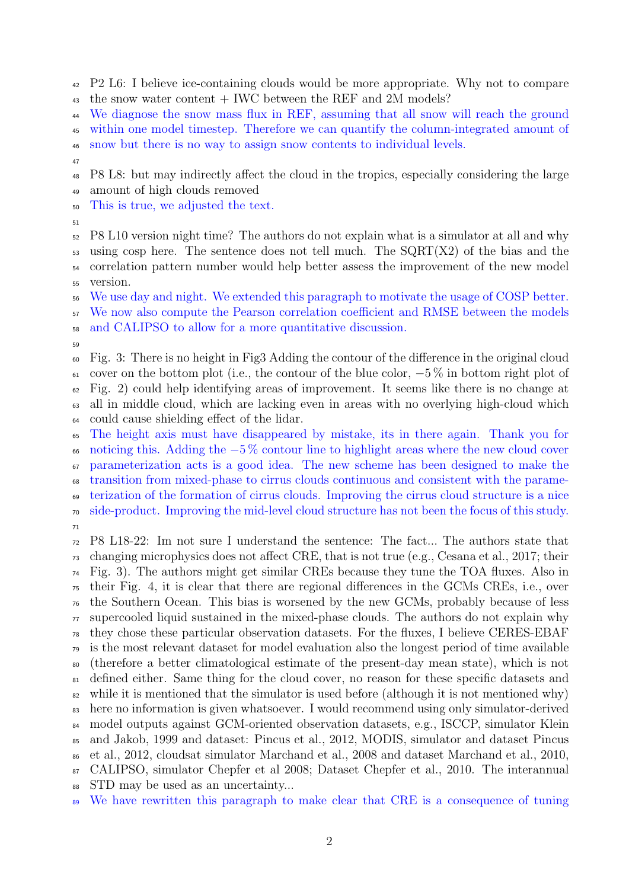P2 L6: I believe ice-containing clouds would be more appropriate. Why not to compare the snow water content + IWC between the REF and 2M models?

We diagnose the snow mass flux in REF, assuming that all snow will reach the ground within one model timestep. Therefore we can quantify the column-integrated amount of snow but there is no way to assign snow contents to individual levels.

P8 L8: but may indirectly affect the cloud in the tropics, especially considering the large amount of high clouds removed

This is true, we adjusted the text.

P8 L10 version night time? The authors do not explain what is a simulator at all and why using cosp here. The sentence does not tell much. The SQRT(X2) of the bias and the correlation pattern number would help better assess the improvement of the new model version.

We use day and night. We extended this paragraph to motivate the usage of COSP better. We now also compute the Pearson correlation coefficient and RMSE between the models and CALIPSO to allow for a more quantitative discussion.

Fig. 3: There is no height in Fig3 Adding the contour of the difference in the original cloud cover on the bottom plot (i.e., the contour of the blue color, $-5\,\%$ in bottom right plot of Fig. 2) could help identifying areas of improvement. It seems like there is no change at all in middle cloud, which are lacking even in areas with no overlying high-cloud which could cause shielding effect of the lidar.

The height axis must have disappeared by mistake, its in there again. Thank you for noticing this. Adding the $-5\,\%$ contour line to highlight areas where the new cloud cover parameterization acts is a good idea. The new scheme has been designed to make the transition from mixed-phase to cirrus clouds continuous and consistent with the parameterization of the formation of cirrus clouds. Improving the cirrus cloud structure is a nice side-product. Improving the mid-level cloud structure has not been the focus of this study.

P8 L18-22: Im not sure I understand the sentence: The fact... The authors state that changing microphysics does not affect CRE, that is not true (e.g., Cesana et al., 2017; their Fig. 3). The authors might get similar CREs because they tune the TOA fluxes. Also in their Fig. 4, it is clear that there are regional differences in the GCMs CREs, i.e., over the Southern Ocean. This bias is worsened by the new GCMs, probably because of less supercooled liquid sustained in the mixed-phase clouds. The authors do not explain why they chose these particular observation datasets. For the fluxes, I believe CERES-EBAF is the most relevant dataset for model evaluation also the longest period of time available (therefore a better climatological estimate of the present-day mean state), which is not defined either. Same thing for the cloud cover, no reason for these specific datasets and while it is mentioned that the simulator is used before (although it is not mentioned why) here no information is given whatsoever. I would recommend using only simulator-derived model outputs against GCM-oriented observation datasets, e.g., ISCCP, simulator Klein and Jakob, 1999 and dataset: Pincus et al., 2012, MODIS, simulator and dataset Pincus et al., 2012, cloudsat simulator Marchand et al., 2008 and dataset Marchand et al., 2010, CALIPSO, simulator Chepfer et al 2008; Dataset Chepfer et al., 2010. The interannual STD may be used as an uncertainty...

We have rewritten this paragraph to make clear that CRE is a consequence of tuning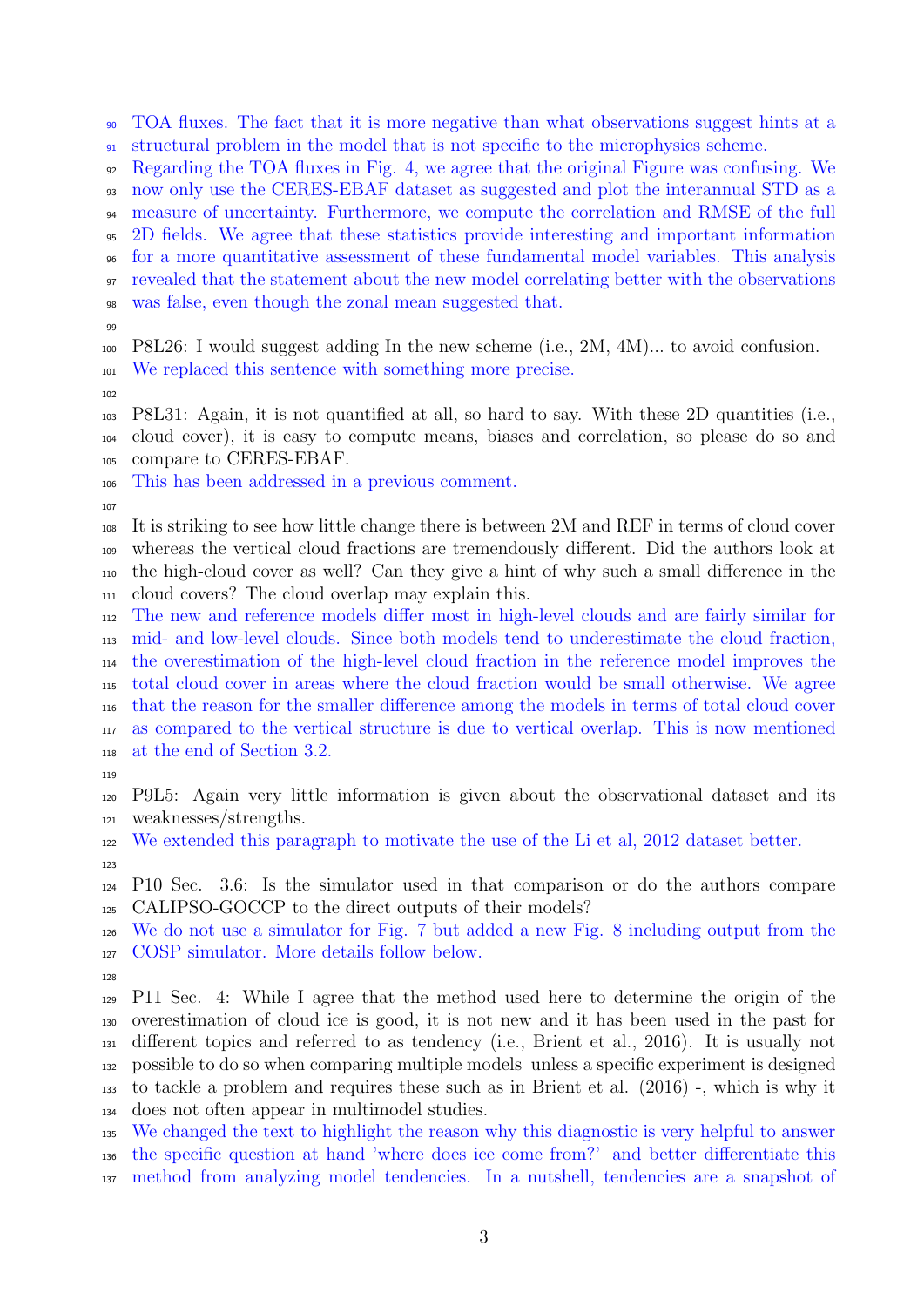TOA fluxes. The fact that it is more negative than what observations suggest hints at a structural problem in the model that is not specific to the microphysics scheme.
Regarding the TOA fluxes in Fig. 4, we agree that the original Figure was confusing. We now only use the CERES-EBAF dataset as suggested and plot the interannual STD as a measure of uncertainty. Furthermore, we compute the correlation and RMSE of the full 2D fields. We agree that these statistics provide interesting and important information for a more quantitative assessment of these fundamental model variables. This analysis revealed that the statement about the new model correlating better with the observations was false, even though the zonal mean suggested that.

P8L26: I would suggest adding In the new scheme (i.e., 2M, 4M)... to avoid confusion.
We replaced this sentence with something more precise.

P8L31: Again, it is not quantified at all, so hard to say. With these 2D quantities (i.e., cloud cover), it is easy to compute means, biases and correlation, so please do so and compare to CERES-EBAF.
This has been addressed in a previous comment.

It is striking to see how little change there is between 2M and REF in terms of cloud cover whereas the vertical cloud fractions are tremendously different. Did the authors look at the high-cloud cover as well? Can they give a hint of why such a small difference in the cloud covers? The cloud overlap may explain this.
The new and reference models differ most in high-level clouds and are fairly similar for mid- and low-level clouds. Since both models tend to underestimate the cloud fraction, the overestimation of the high-level cloud fraction in the reference model improves the total cloud cover in areas where the cloud fraction would be small otherwise. We agree that the reason for the smaller difference among the models in terms of total cloud cover as compared to the vertical structure is due to vertical overlap. This is now mentioned at the end of Section 3.2.

P9L5: Again very little information is given about the observational dataset and its weaknesses/strengths.
We extended this paragraph to motivate the use of the Li et al, 2012 dataset better.

P10 Sec. 3.6: Is the simulator used in that comparison or do the authors compare CALIPSO-GOCCP to the direct outputs of their models?
We do not use a simulator for Fig. 7 but added a new Fig. 8 including output from the COSP simulator. More details follow below.

P11 Sec. 4: While I agree that the method used here to determine the origin of the overestimation of cloud ice is good, it is not new and it has been used in the past for different topics and referred to as tendency (i.e., Brient et al., 2016). It is usually not possible to do so when comparing multiple models unless a specific experiment is designed to tackle a problem and requires these such as in Brient et al. (2016) -, which is why it does not often appear in multimodel studies.
We changed the text to highlight the reason why this diagnostic is very helpful to answer the specific question at hand 'where does ice come from?' and better differentiate this method from analyzing model tendencies. In a nutshell, tendencies are a snapshot of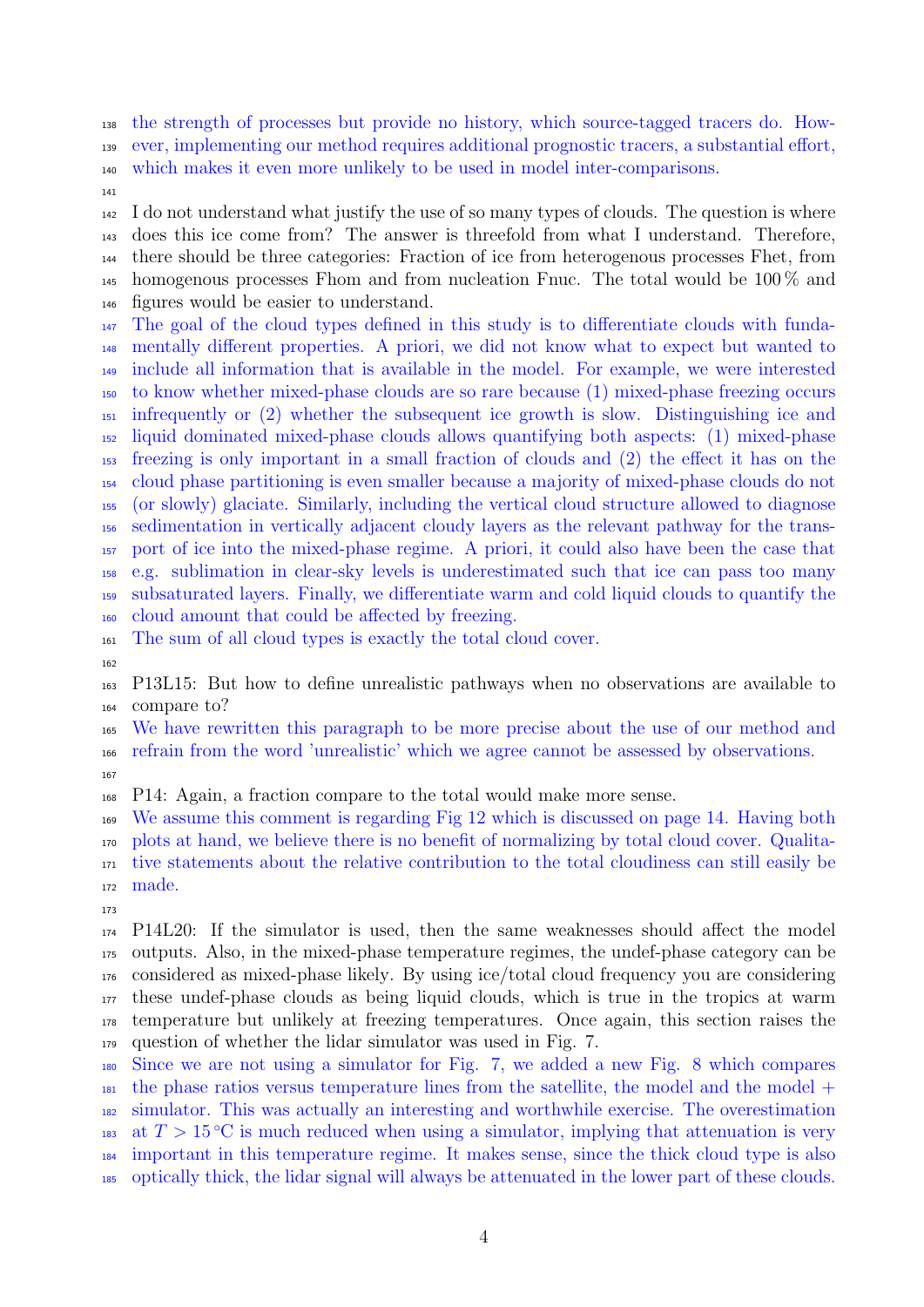the strength of processes but provide no history, which source-tagged tracers do. However, implementing our method requires additional prognostic tracers, a substantial effort, which makes it even more unlikely to be used in model inter-comparisons.

I do not understand what justify the use of so many types of clouds. The question is where does this ice come from? The answer is threefold from what I understand. Therefore, there should be three categories: Fraction of ice from heterogenous processes Fhet, from homogenous processes Fhom and from nucleation Fnuc. The total would be 100 % and figures would be easier to understand.

The goal of the cloud types defined in this study is to differentiate clouds with fundamentally different properties. A priori, we did not know what to expect but wanted to include all information that is available in the model. For example, we were interested to know whether mixed-phase clouds are so rare because (1) mixed-phase freezing occurs infrequently or (2) whether the subsequent ice growth is slow. Distinguishing ice and liquid dominated mixed-phase clouds allows quantifying both aspects: (1) mixed-phase freezing is only important in a small fraction of clouds and (2) the effect it has on the cloud phase partitioning is even smaller because a majority of mixed-phase clouds do not (or slowly) glaciate. Similarly, including the vertical cloud structure allowed to diagnose sedimentation in vertically adjacent cloudy layers as the relevant pathway for the transport of ice into the mixed-phase regime. A priori, it could also have been the case that e.g. sublimation in clear-sky levels is underestimated such that ice can pass too many subsaturated layers. Finally, we differentiate warm and cold liquid clouds to quantify the cloud amount that could be affected by freezing.

The sum of all cloud types is exactly the total cloud cover.

P13L15: But how to define unrealistic pathways when no observations are available to compare to?

We have rewritten this paragraph to be more precise about the use of our method and refrain from the word 'unrealistic' which we agree cannot be assessed by observations.

P14: Again, a fraction compare to the total would make more sense.

We assume this comment is regarding Fig 12 which is discussed on page 14. Having both plots at hand, we believe there is no benefit of normalizing by total cloud cover. Qualitative statements about the relative contribution to the total cloudiness can still easily be made.

P14L20: If the simulator is used, then the same weaknesses should affect the model outputs. Also, in the mixed-phase temperature regimes, the undef-phase category can be considered as mixed-phase likely. By using ice/total cloud frequency you are considering these undef-phase clouds as being liquid clouds, which is true in the tropics at warm temperature but unlikely at freezing temperatures. Once again, this section raises the question of whether the lidar simulator was used in Fig. 7.

Since we are not using a simulator for Fig. 7, we added a new Fig. 8 which compares the phase ratios versus temperature lines from the satellite, the model and the model + simulator. This was actually an interesting and worthwhile exercise. The overestimation at $T > 15\,^{\circ}\mathrm{C}$ is much reduced when using a simulator, implying that attenuation is very important in this temperature regime. It makes sense, since the thick cloud type is also optically thick, the lidar signal will always be attenuated in the lower part of these clouds.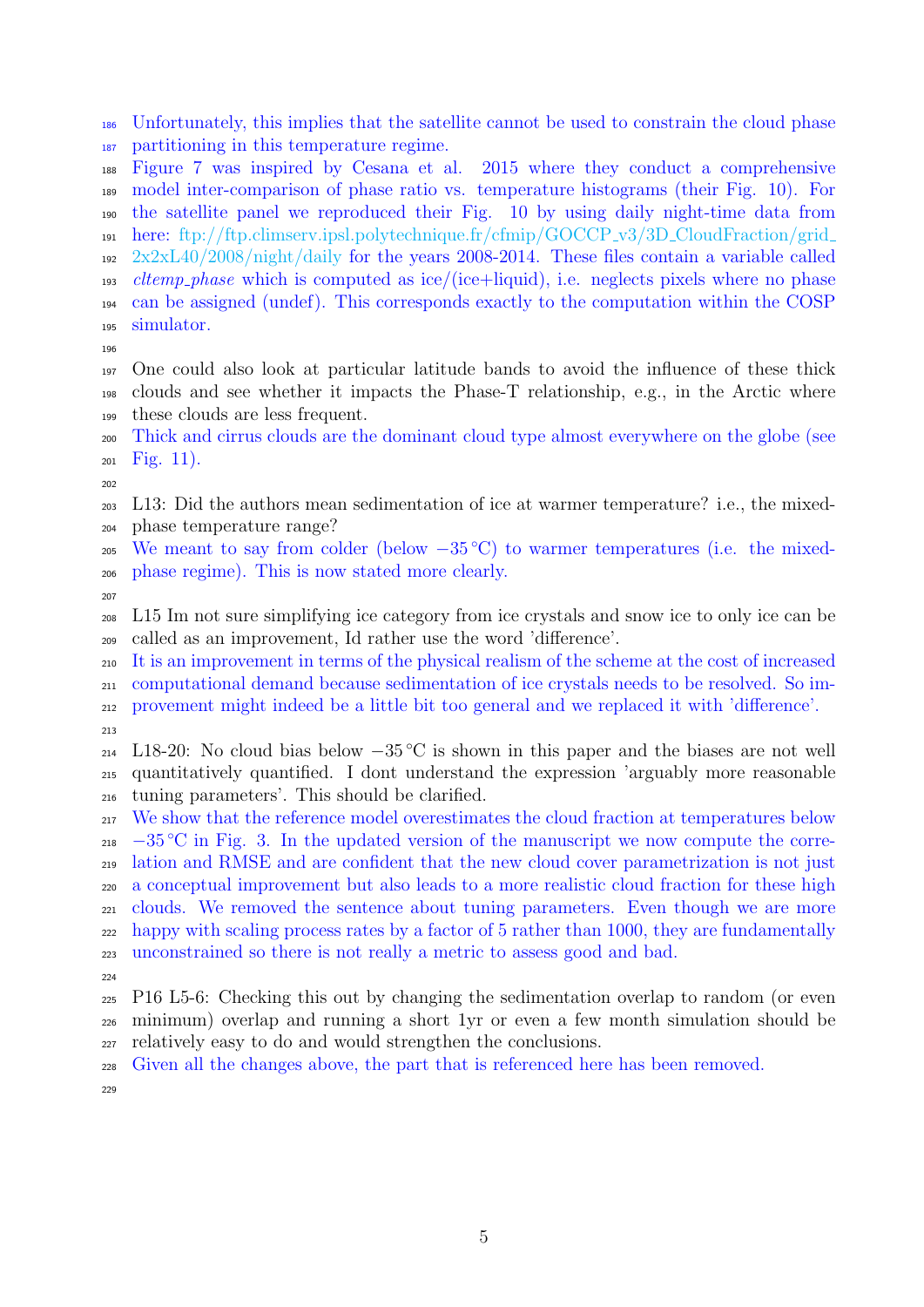Unfortunately, this implies that the satellite cannot be used to constrain the cloud phase partitioning in this temperature regime.
Figure 7 was inspired by Cesana et al. 2015 where they conduct a comprehensive model inter-comparison of phase ratio vs. temperature histograms (their Fig. 10). For the satellite panel we reproduced their Fig. 10 by using daily night-time data from here: ftp://ftp.climserv.ipsl.polytechnique.fr/cfmip/GOCCP_v3/3D_CloudFraction/grid_2x2xL40/2008/night/daily for the years 2008-2014. These files contain a variable called *cltemp_phase* which is computed as ice/(ice+liquid), i.e. neglects pixels where no phase can be assigned (undef). This corresponds exactly to the computation within the COSP simulator.

One could also look at particular latitude bands to avoid the influence of these thick clouds and see whether it impacts the Phase-T relationship, e.g., in the Arctic where these clouds are less frequent.
Thick and cirrus clouds are the dominant cloud type almost everywhere on the globe (see Fig. 11).

L13: Did the authors mean sedimentation of ice at warmer temperature? i.e., the mixed-phase temperature range?
We meant to say from colder (below $-35\,^{\circ}$C) to warmer temperatures (i.e. the mixed-phase regime). This is now stated more clearly.

L15 Im not sure simplifying ice category from ice crystals and snow ice to only ice can be called as an improvement, Id rather use the word 'difference'.
It is an improvement in terms of the physical realism of the scheme at the cost of increased computational demand because sedimentation of ice crystals needs to be resolved. So improvement might indeed be a little bit too general and we replaced it with 'difference'.

L18-20: No cloud bias below $-35\,^{\circ}$C is shown in this paper and the biases are not well quantitatively quantified. I dont understand the expression 'arguably more reasonable tuning parameters'. This should be clarified.
We show that the reference model overestimates the cloud fraction at temperatures below $-35\,^{\circ}$C in Fig. 3. In the updated version of the manuscript we now compute the correlation and RMSE and are confident that the new cloud cover parametrization is not just a conceptual improvement but also leads to a more realistic cloud fraction for these high clouds. We removed the sentence about tuning parameters. Even though we are more happy with scaling process rates by a factor of 5 rather than 1000, they are fundamentally unconstrained so there is not really a metric to assess good and bad.

P16 L5-6: Checking this out by changing the sedimentation overlap to random (or even minimum) overlap and running a short 1yr or even a few month simulation should be relatively easy to do and would strengthen the conclusions.
Given all the changes above, the part that is referenced here has been removed.